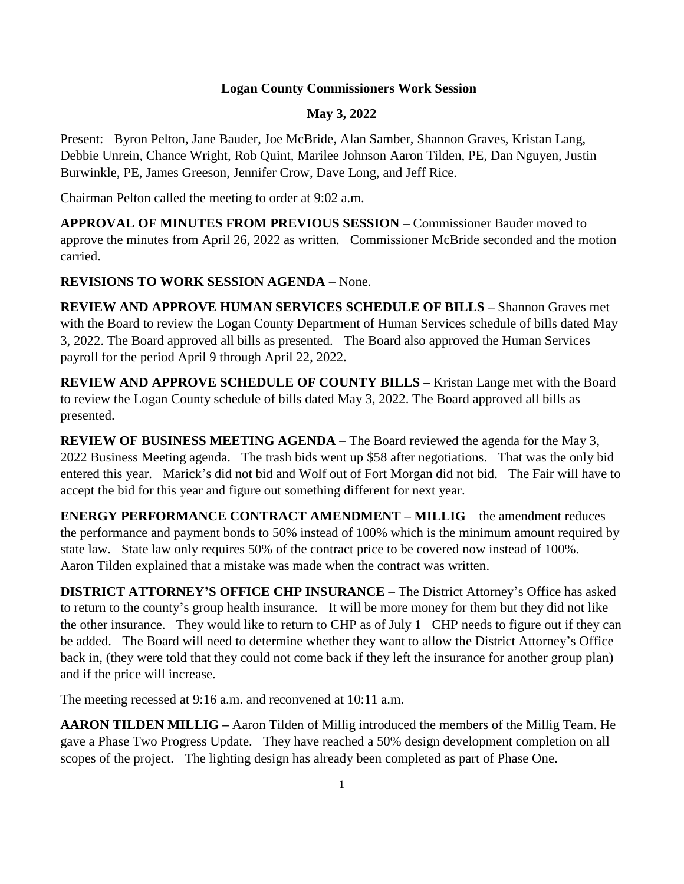**Logan County Commissioners Work Session**

**May 3, 2022**

Present: Byron Pelton, Jane Bauder, Joe McBride, Alan Samber, Shannon Graves, Kristan Lang, Debbie Unrein, Chance Wright, Rob Quint, Marilee Johnson Aaron Tilden, PE, Dan Nguyen, Justin Burwinkle, PE, James Greeson, Jennifer Crow, Dave Long, and Jeff Rice.

Chairman Pelton called the meeting to order at 9:02 a.m.

**APPROVAL OF MINUTES FROM PREVIOUS SESSION** – Commissioner Bauder moved to approve the minutes from April 26, 2022 as written. Commissioner McBride seconded and the motion carried.

**REVISIONS TO WORK SESSION AGENDA** – None.

**REVIEW AND APPROVE HUMAN SERVICES SCHEDULE OF BILLS –** Shannon Graves met with the Board to review the Logan County Department of Human Services schedule of bills dated May 3, 2022. The Board approved all bills as presented. The Board also approved the Human Services payroll for the period April 9 through April 22, 2022.

**REVIEW AND APPROVE SCHEDULE OF COUNTY BILLS –** Kristan Lange met with the Board to review the Logan County schedule of bills dated May 3, 2022. The Board approved all bills as presented.

**REVIEW OF BUSINESS MEETING AGENDA** – The Board reviewed the agenda for the May 3, 2022 Business Meeting agenda. The trash bids went up $58 after negotiations. That was the only bid entered this year. Marick's did not bid and Wolf out of Fort Morgan did not bid. The Fair will have to accept the bid for this year and figure out something different for next year.

**ENERGY PERFORMANCE CONTRACT AMENDMENT – MILLIG** – the amendment reduces the performance and payment bonds to 50% instead of 100% which is the minimum amount required by state law. State law only requires 50% of the contract price to be covered now instead of 100%. Aaron Tilden explained that a mistake was made when the contract was written.

**DISTRICT ATTORNEY'S OFFICE CHP INSURANCE** – The District Attorney's Office has asked to return to the county's group health insurance. It will be more money for them but they did not like the other insurance. They would like to return to CHP as of July 1 CHP needs to figure out if they can be added. The Board will need to determine whether they want to allow the District Attorney's Office back in, (they were told that they could not come back if they left the insurance for another group plan) and if the price will increase.

The meeting recessed at 9:16 a.m. and reconvened at 10:11 a.m.

**AARON TILDEN MILLIG –** Aaron Tilden of Millig introduced the members of the Millig Team. He gave a Phase Two Progress Update. They have reached a 50% design development completion on all scopes of the project. The lighting design has already been completed as part of Phase One.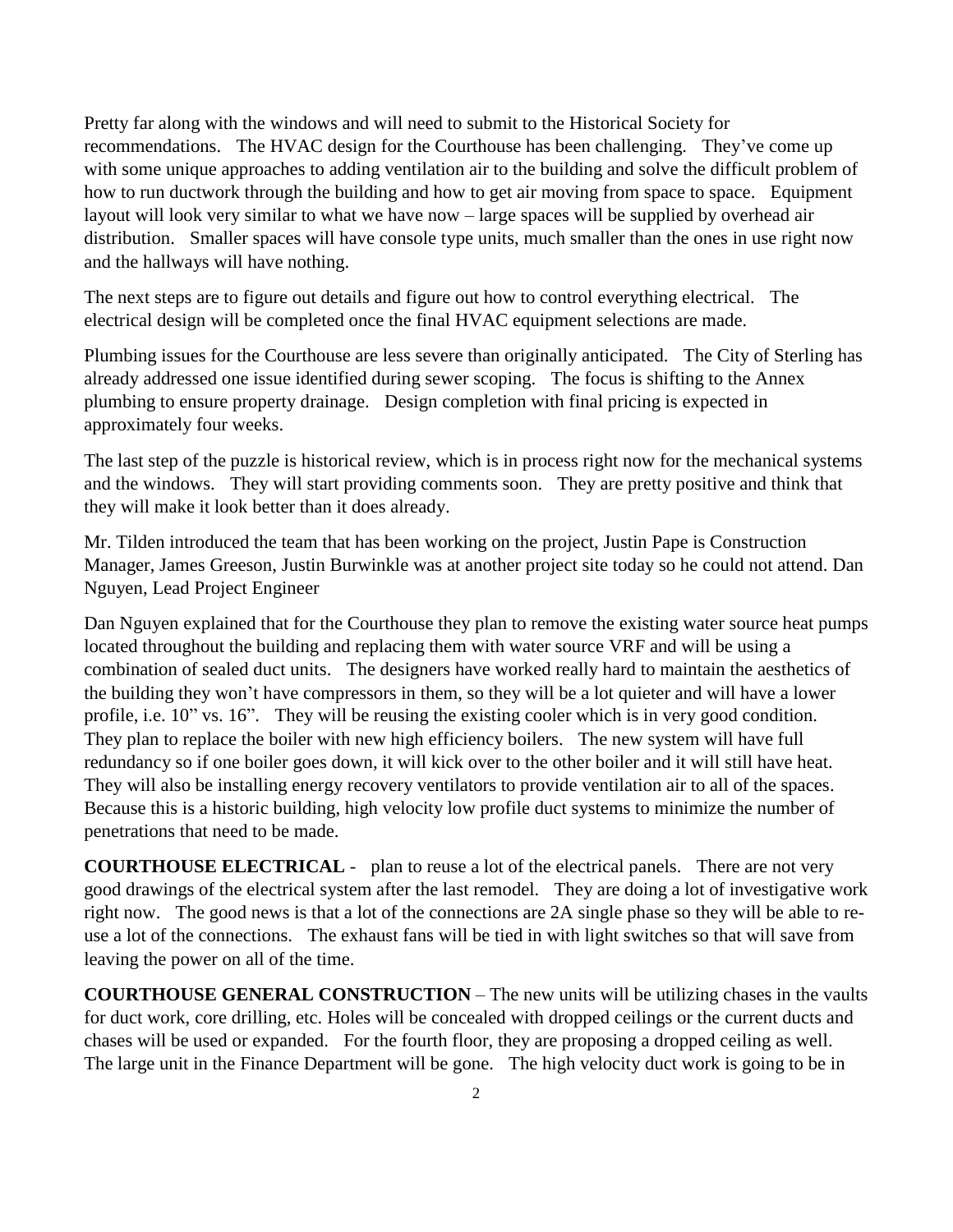Pretty far along with the windows and will need to submit to the Historical Society for recommendations. The HVAC design for the Courthouse has been challenging. They've come up with some unique approaches to adding ventilation air to the building and solve the difficult problem of how to run ductwork through the building and how to get air moving from space to space. Equipment layout will look very similar to what we have now – large spaces will be supplied by overhead air distribution. Smaller spaces will have console type units, much smaller than the ones in use right now and the hallways will have nothing.

The next steps are to figure out details and figure out how to control everything electrical. The electrical design will be completed once the final HVAC equipment selections are made.

Plumbing issues for the Courthouse are less severe than originally anticipated. The City of Sterling has already addressed one issue identified during sewer scoping. The focus is shifting to the Annex plumbing to ensure property drainage. Design completion with final pricing is expected in approximately four weeks.

The last step of the puzzle is historical review, which is in process right now for the mechanical systems and the windows. They will start providing comments soon. They are pretty positive and think that they will make it look better than it does already.

Mr. Tilden introduced the team that has been working on the project, Justin Pape is Construction Manager, James Greeson, Justin Burwinkle was at another project site today so he could not attend. Dan Nguyen, Lead Project Engineer

Dan Nguyen explained that for the Courthouse they plan to remove the existing water source heat pumps located throughout the building and replacing them with water source VRF and will be using a combination of sealed duct units. The designers have worked really hard to maintain the aesthetics of the building they won't have compressors in them, so they will be a lot quieter and will have a lower profile, i.e. 10" vs. 16". They will be reusing the existing cooler which is in very good condition. They plan to replace the boiler with new high efficiency boilers. The new system will have full redundancy so if one boiler goes down, it will kick over to the other boiler and it will still have heat. They will also be installing energy recovery ventilators to provide ventilation air to all of the spaces. Because this is a historic building, high velocity low profile duct systems to minimize the number of penetrations that need to be made.

**COURTHOUSE ELECTRICAL** - plan to reuse a lot of the electrical panels. There are not very good drawings of the electrical system after the last remodel. They are doing a lot of investigative work right now. The good news is that a lot of the connections are 2A single phase so they will be able to re-use a lot of the connections. The exhaust fans will be tied in with light switches so that will save from leaving the power on all of the time.

**COURTHOUSE GENERAL CONSTRUCTION** – The new units will be utilizing chases in the vaults for duct work, core drilling, etc. Holes will be concealed with dropped ceilings or the current ducts and chases will be used or expanded. For the fourth floor, they are proposing a dropped ceiling as well. The large unit in the Finance Department will be gone. The high velocity duct work is going to be in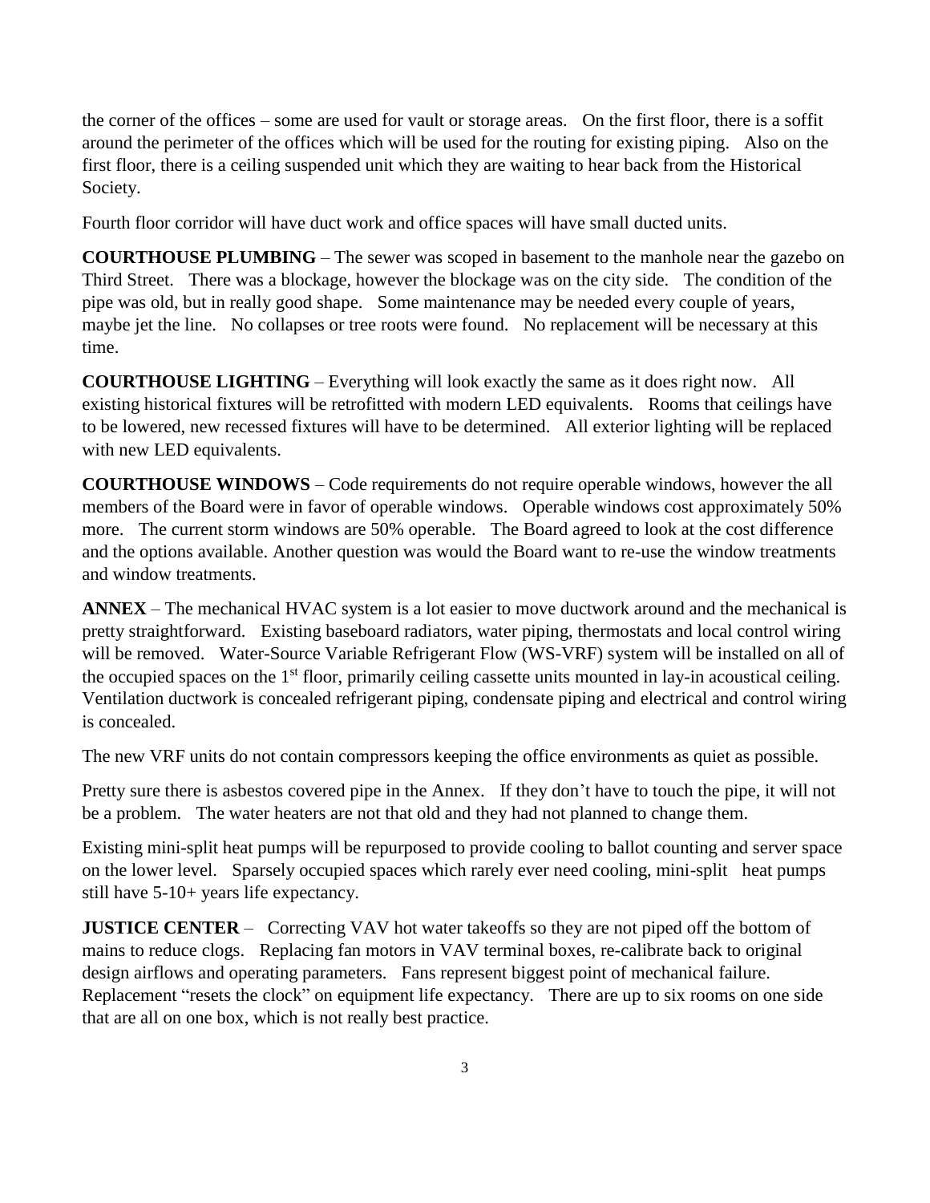the corner of the offices – some are used for vault or storage areas. On the first floor, there is a soffit around the perimeter of the offices which will be used for the routing for existing piping. Also on the first floor, there is a ceiling suspended unit which they are waiting to hear back from the Historical Society.

Fourth floor corridor will have duct work and office spaces will have small ducted units.

**COURTHOUSE PLUMBING** – The sewer was scoped in basement to the manhole near the gazebo on Third Street. There was a blockage, however the blockage was on the city side. The condition of the pipe was old, but in really good shape. Some maintenance may be needed every couple of years, maybe jet the line. No collapses or tree roots were found. No replacement will be necessary at this time.

**COURTHOUSE LIGHTING** – Everything will look exactly the same as it does right now. All existing historical fixtures will be retrofitted with modern LED equivalents. Rooms that ceilings have to be lowered, new recessed fixtures will have to be determined. All exterior lighting will be replaced with new LED equivalents.

**COURTHOUSE WINDOWS** – Code requirements do not require operable windows, however the all members of the Board were in favor of operable windows. Operable windows cost approximately 50% more. The current storm windows are 50% operable. The Board agreed to look at the cost difference and the options available. Another question was would the Board want to re-use the window treatments and window treatments.

**ANNEX** – The mechanical HVAC system is a lot easier to move ductwork around and the mechanical is pretty straightforward. Existing baseboard radiators, water piping, thermostats and local control wiring will be removed. Water-Source Variable Refrigerant Flow (WS-VRF) system will be installed on all of the occupied spaces on the 1st floor, primarily ceiling cassette units mounted in lay-in acoustical ceiling. Ventilation ductwork is concealed refrigerant piping, condensate piping and electrical and control wiring is concealed.

The new VRF units do not contain compressors keeping the office environments as quiet as possible.

Pretty sure there is asbestos covered pipe in the Annex. If they don't have to touch the pipe, it will not be a problem. The water heaters are not that old and they had not planned to change them.

Existing mini-split heat pumps will be repurposed to provide cooling to ballot counting and server space on the lower level. Sparsely occupied spaces which rarely ever need cooling, mini-split heat pumps still have 5-10+ years life expectancy.

**JUSTICE CENTER** – Correcting VAV hot water takeoffs so they are not piped off the bottom of mains to reduce clogs. Replacing fan motors in VAV terminal boxes, re-calibrate back to original design airflows and operating parameters. Fans represent biggest point of mechanical failure. Replacement "resets the clock" on equipment life expectancy. There are up to six rooms on one side that are all on one box, which is not really best practice.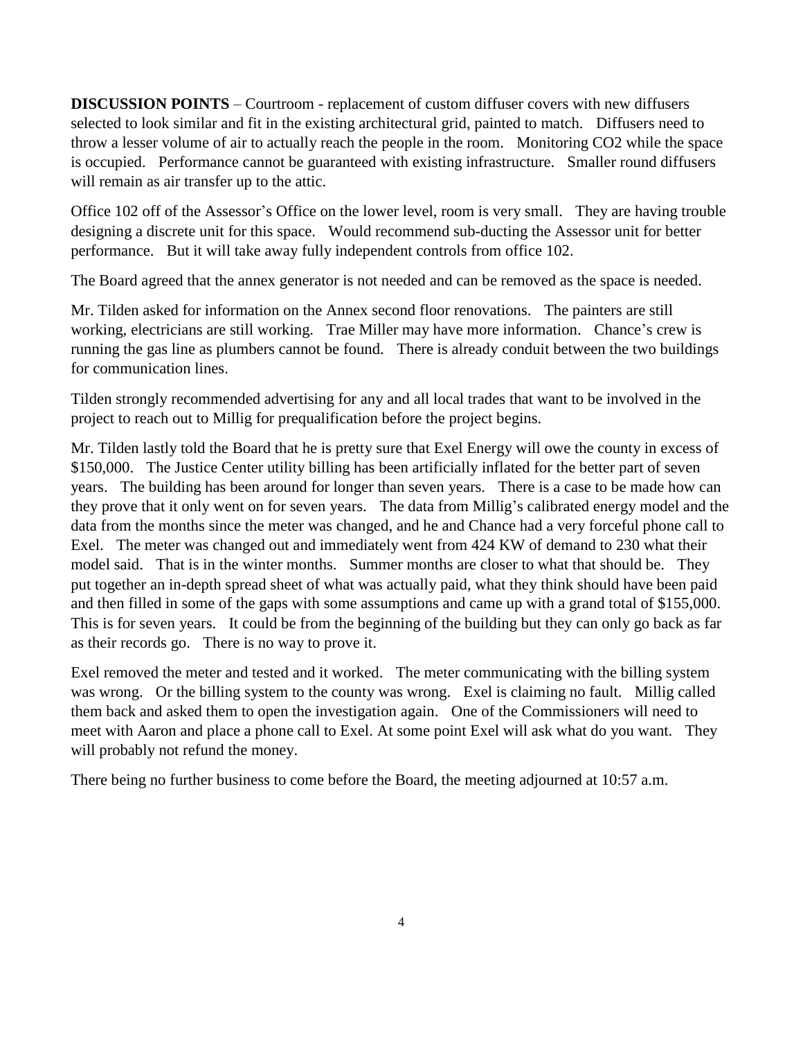**DISCUSSION POINTS** – Courtroom - replacement of custom diffuser covers with new diffusers selected to look similar and fit in the existing architectural grid, painted to match. Diffusers need to throw a lesser volume of air to actually reach the people in the room. Monitoring CO2 while the space is occupied. Performance cannot be guaranteed with existing infrastructure. Smaller round diffusers will remain as air transfer up to the attic.

Office 102 off of the Assessor's Office on the lower level, room is very small. They are having trouble designing a discrete unit for this space. Would recommend sub-ducting the Assessor unit for better performance. But it will take away fully independent controls from office 102.

The Board agreed that the annex generator is not needed and can be removed as the space is needed.

Mr. Tilden asked for information on the Annex second floor renovations. The painters are still working, electricians are still working. Trae Miller may have more information. Chance's crew is running the gas line as plumbers cannot be found. There is already conduit between the two buildings for communication lines.

Tilden strongly recommended advertising for any and all local trades that want to be involved in the project to reach out to Millig for prequalification before the project begins.

Mr. Tilden lastly told the Board that he is pretty sure that Exel Energy will owe the county in excess of $150,000. The Justice Center utility billing has been artificially inflated for the better part of seven years. The building has been around for longer than seven years. There is a case to be made how can they prove that it only went on for seven years. The data from Millig's calibrated energy model and the data from the months since the meter was changed, and he and Chance had a very forceful phone call to Exel. The meter was changed out and immediately went from 424 KW of demand to 230 what their model said. That is in the winter months. Summer months are closer to what that should be. They put together an in-depth spread sheet of what was actually paid, what they think should have been paid and then filled in some of the gaps with some assumptions and came up with a grand total of $155,000. This is for seven years. It could be from the beginning of the building but they can only go back as far as their records go. There is no way to prove it.

Exel removed the meter and tested and it worked. The meter communicating with the billing system was wrong. Or the billing system to the county was wrong. Exel is claiming no fault. Millig called them back and asked them to open the investigation again. One of the Commissioners will need to meet with Aaron and place a phone call to Exel. At some point Exel will ask what do you want. They will probably not refund the money.

There being no further business to come before the Board, the meeting adjourned at 10:57 a.m.